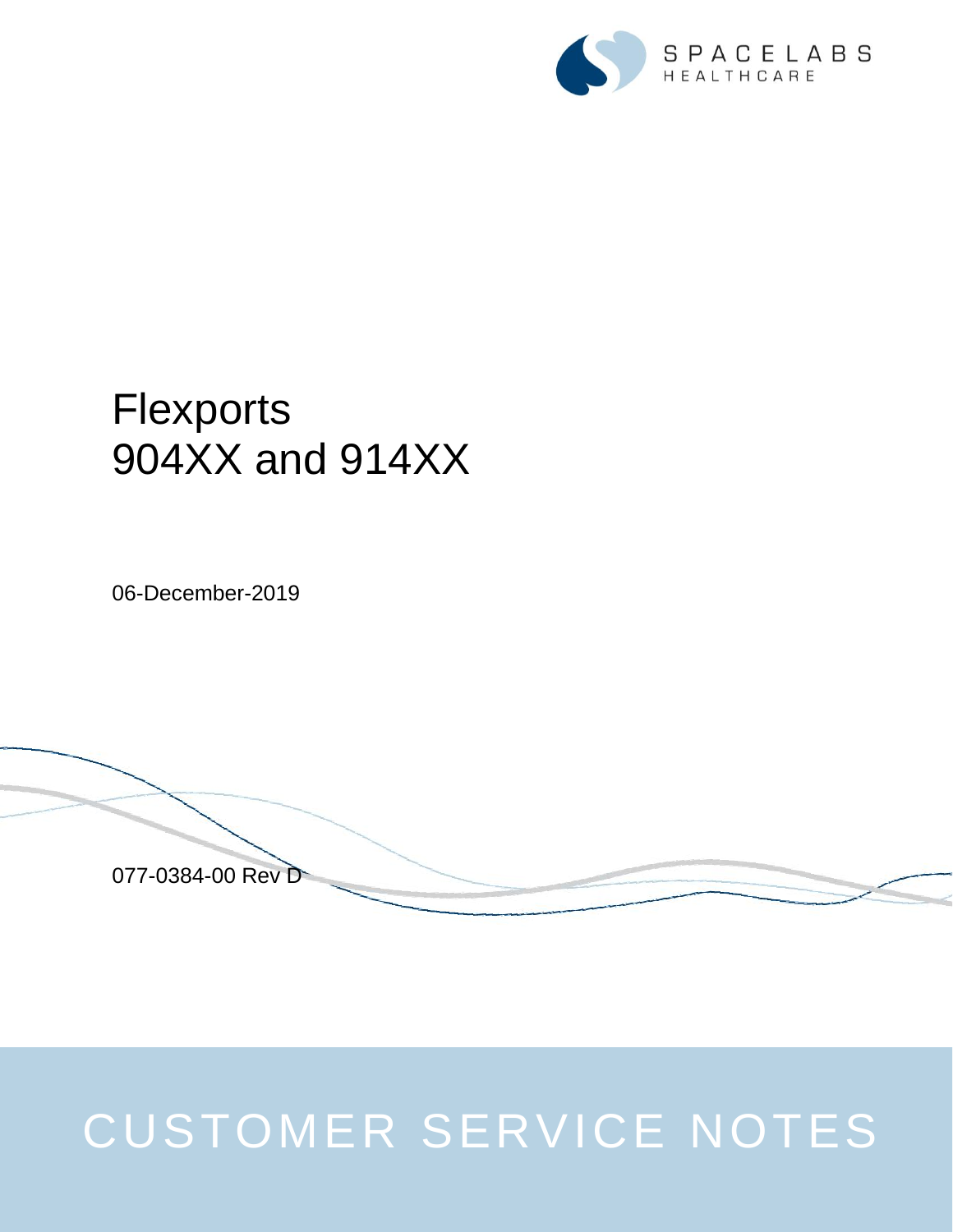SPACELABS
HEALTHCARE

# Flexports
# 904XX and 914XX

06-December-2019

077-0384-00 Rev D

CUSTOMER SERVICE NOTES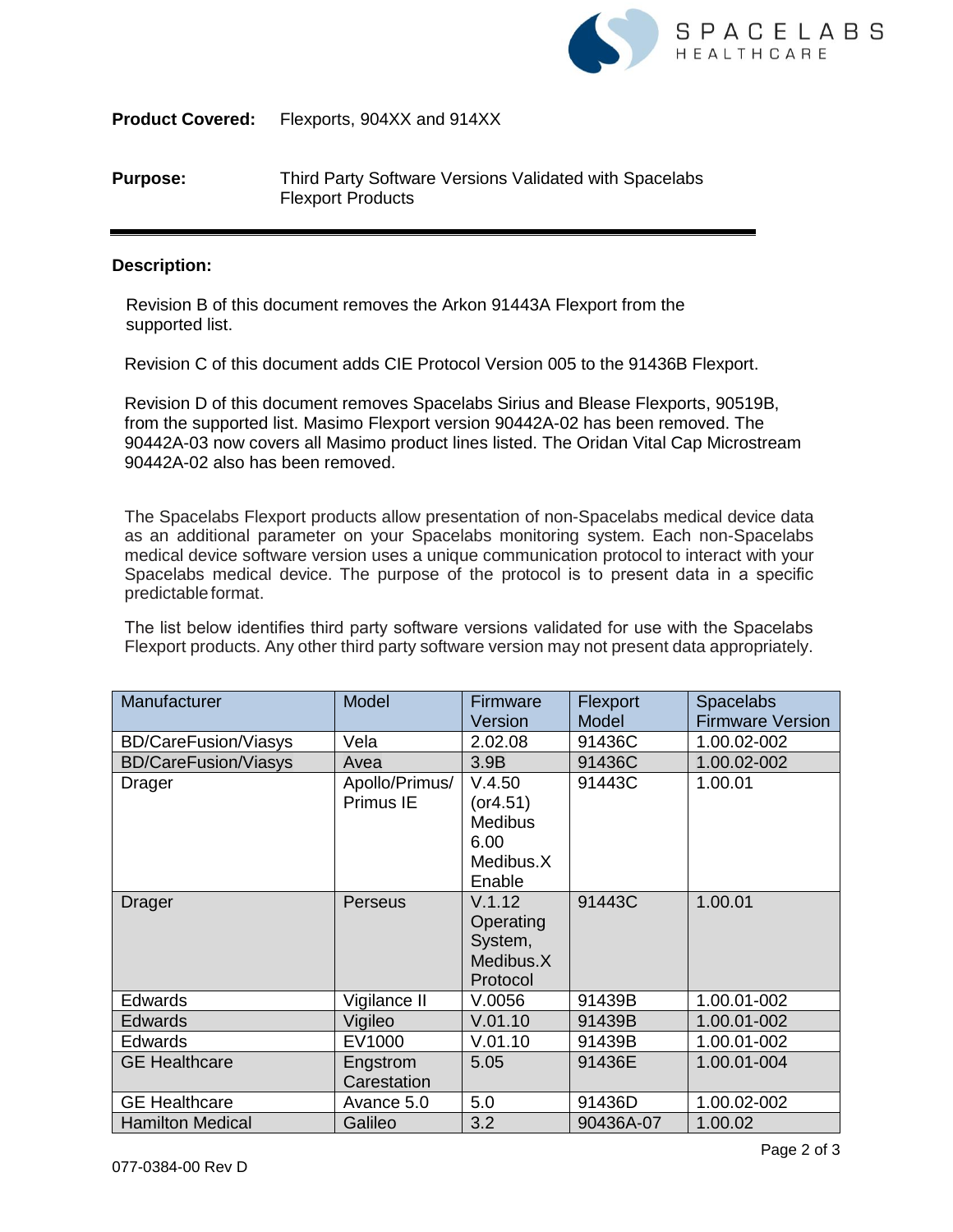**Product Covered:** Flexports, 904XX and 914XX

**Purpose:** Third Party Software Versions Validated with Spacelabs Flexport Products

---

**Description:**

Revision B of this document removes the Arkon 91443A Flexport from the supported list.

Revision C of this document adds CIE Protocol Version 005 to the 91436B Flexport.

Revision D of this document removes Spacelabs Sirius and Blease Flexports, 90519B, from the supported list. Masimo Flexport version 90442A-02 has been removed. The 90442A-03 now covers all Masimo product lines listed. The Oridan Vital Cap Microstream 90442A-02 also has been removed.

The Spacelabs Flexport products allow presentation of non-Spacelabs medical device data as an additional parameter on your Spacelabs monitoring system. Each non-Spacelabs medical device software version uses a unique communication protocol to interact with your Spacelabs medical device. The purpose of the protocol is to present data in a specific predictable format.

The list below identifies third party software versions validated for use with the Spacelabs Flexport products. Any other third party software version may not present data appropriately.

| Manufacturer | Model | Firmware Version | Flexport Model | Spacelabs Firmware Version |
|---|---|---|---|---|
| BD/CareFusion/Viasys | Vela | 2.02.08 | 91436C | 1.00.02-002 |
| BD/CareFusion/Viasys | Avea | 3.9B | 91436C | 1.00.02-002 |
| Drager | Apollo/Primus/ Primus IE | V.4.50 (or4.51) Medibus 6.00 Medibus.X Enable | 91443C | 1.00.01 |
| Drager | Perseus | V.1.12 Operating System, Medibus.X Protocol | 91443C | 1.00.01 |
| Edwards | Vigilance II | V.0056 | 91439B | 1.00.01-002 |
| Edwards | Vigileo | V.01.10 | 91439B | 1.00.01-002 |
| Edwards | EV1000 | V.01.10 | 91439B | 1.00.01-002 |
| GE Healthcare | Engstrom Carestation | 5.05 | 91436E | 1.00.01-004 |
| GE Healthcare | Avance 5.0 | 5.0 | 91436D | 1.00.02-002 |
| Hamilton Medical | Galileo | 3.2 | 90436A-07 | 1.00.02 |

077-0384-00 Rev D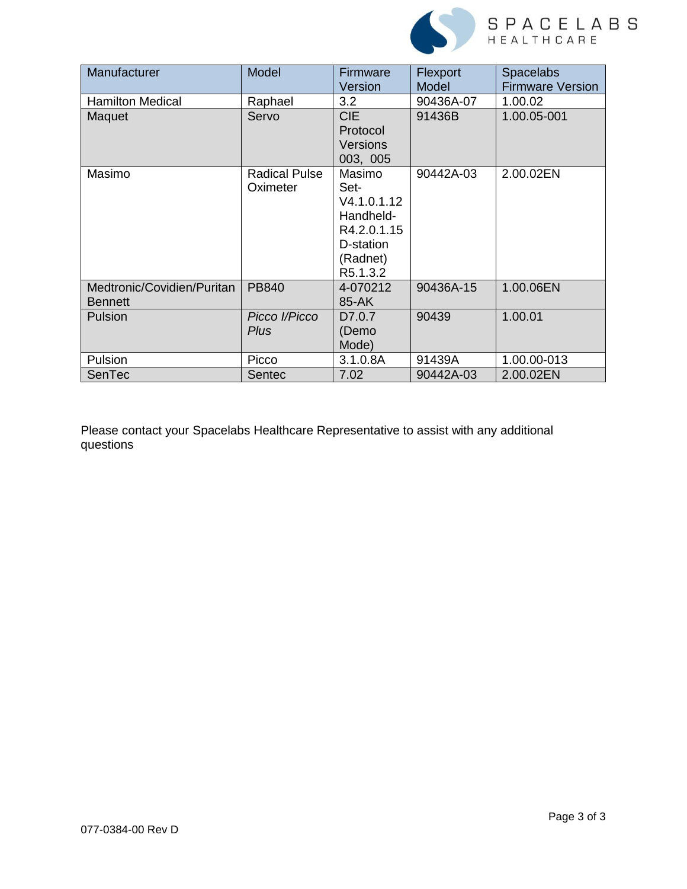| Manufacturer | Model | Firmware Version | Flexport Model | Spacelabs Firmware Version |
| --- | --- | --- | --- | --- |
| Hamilton Medical | Raphael | 3.2 | 90436A-07 | 1.00.02 |
| Maquet | Servo | CIE Protocol Versions 003, 005 | 91436B | 1.00.05-001 |
| Masimo | Radical Pulse Oximeter | Masimo Set-V4.1.0.1.12 Handheld-R4.2.0.1.15 D-station (Radnet) R5.1.3.2 | 90442A-03 | 2.00.02EN |
| Medtronic/Covidien/Puritan Bennett | PB840 | 4-070212 85-AK | 90436A-15 | 1.00.06EN |
| Pulsion | *Picco I/Picco Plus* | D7.0.7 (Demo Mode) | 90439 | 1.00.01 |
| Pulsion | Picco | 3.1.0.8A | 91439A | 1.00.00-013 |
| SenTec | Sentec | 7.02 | 90442A-03 | 2.00.02EN |

Please contact your Spacelabs Healthcare Representative to assist with any additional questions

077-0384-00 Rev D